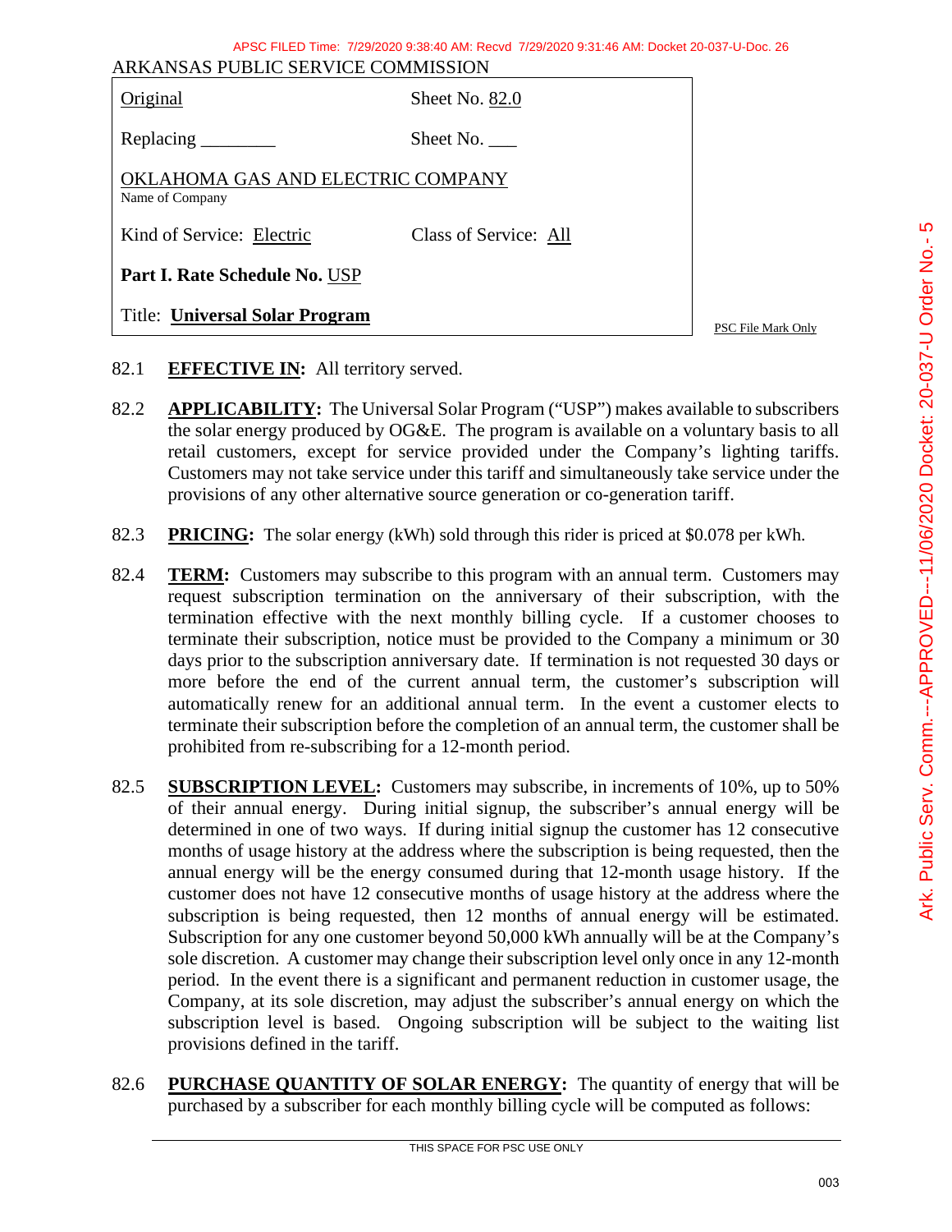ARKANSAS PUBLIC SERVICE COMMISSION

| | |
|---|---|
| Original | Sheet No. 82.0 |
| Replacing ________ | Sheet No. ___ |
| OKLAHOMA GAS AND ELECTRIC COMPANY<br>Name of Company | |
| Kind of Service: Electric | Class of Service: All |
| **Part I. Rate Schedule No.** USP | |
| Title: **Universal Solar Program** | |

PSC File Mark Only

82.1 **EFFECTIVE IN:** All territory served.

82.2 **APPLICABILITY:** The Universal Solar Program ("USP") makes available to subscribers the solar energy produced by OG&E. The program is available on a voluntary basis to all retail customers, except for service provided under the Company's lighting tariffs. Customers may not take service under this tariff and simultaneously take service under the provisions of any other alternative source generation or co-generation tariff.

82.3 **PRICING:** The solar energy (kWh) sold through this rider is priced at $0.078 per kWh.

82.4 **TERM:** Customers may subscribe to this program with an annual term. Customers may request subscription termination on the anniversary of their subscription, with the termination effective with the next monthly billing cycle. If a customer chooses to terminate their subscription, notice must be provided to the Company a minimum or 30 days prior to the subscription anniversary date. If termination is not requested 30 days or more before the end of the current annual term, the customer's subscription will automatically renew for an additional annual term. In the event a customer elects to terminate their subscription before the completion of an annual term, the customer shall be prohibited from re-subscribing for a 12-month period.

82.5 **SUBSCRIPTION LEVEL:** Customers may subscribe, in increments of 10%, up to 50% of their annual energy. During initial signup, the subscriber's annual energy will be determined in one of two ways. If during initial signup the customer has 12 consecutive months of usage history at the address where the subscription is being requested, then the annual energy will be the energy consumed during that 12-month usage history. If the customer does not have 12 consecutive months of usage history at the address where the subscription is being requested, then 12 months of annual energy will be estimated. Subscription for any one customer beyond 50,000 kWh annually will be at the Company's sole discretion. A customer may change their subscription level only once in any 12-month period. In the event there is a significant and permanent reduction in customer usage, the Company, at its sole discretion, may adjust the subscriber's annual energy on which the subscription level is based. Ongoing subscription will be subject to the waiting list provisions defined in the tariff.

82.6 **PURCHASE QUANTITY OF SOLAR ENERGY:** The quantity of energy that will be purchased by a subscriber for each monthly billing cycle will be computed as follows:

THIS SPACE FOR PSC USE ONLY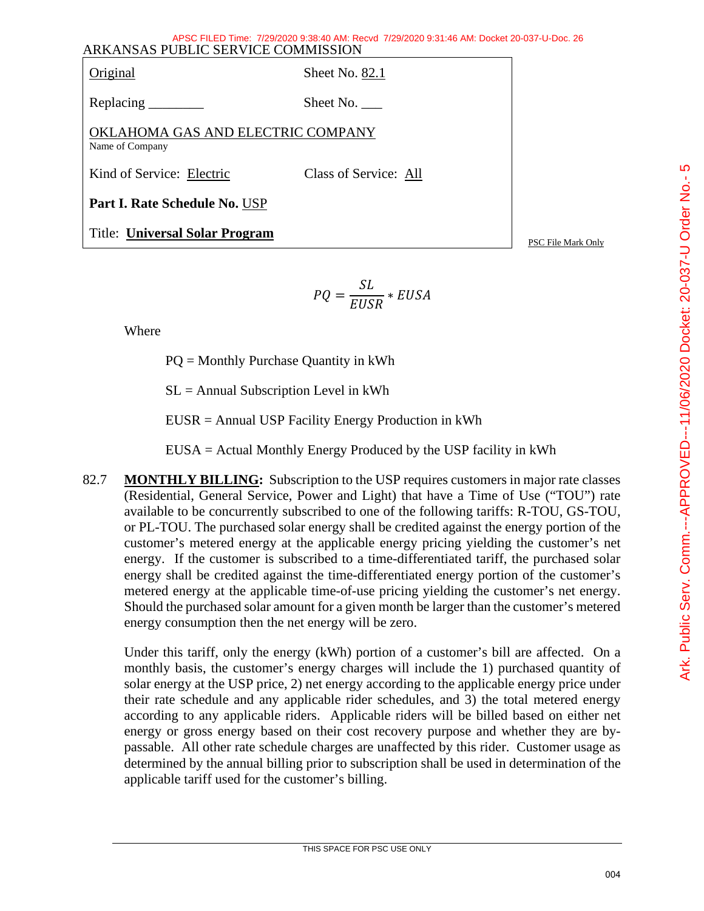| Original | Sheet No. 82.1 |
| --- | --- |
| Replacing ________ | Sheet No. ___ |
| OKLAHOMA GAS AND ELECTRIC COMPANY<br>Name of Company | |
| Kind of Service: Electric | Class of Service: All |
| **Part I. Rate Schedule No.** USP | |
| Title: **Universal Solar Program** | |

PSC File Mark Only

$$PQ = \frac{SL}{EUSR} * EUSA$$

Where

PQ = Monthly Purchase Quantity in kWh

SL = Annual Subscription Level in kWh

EUSR = Annual USP Facility Energy Production in kWh

EUSA = Actual Monthly Energy Produced by the USP facility in kWh

82.7 **MONTHLY BILLING:** Subscription to the USP requires customers in major rate classes (Residential, General Service, Power and Light) that have a Time of Use ("TOU") rate available to be concurrently subscribed to one of the following tariffs: R-TOU, GS-TOU, or PL-TOU. The purchased solar energy shall be credited against the energy portion of the customer's metered energy at the applicable energy pricing yielding the customer's net energy. If the customer is subscribed to a time-differentiated tariff, the purchased solar energy shall be credited against the time-differentiated energy portion of the customer's metered energy at the applicable time-of-use pricing yielding the customer's net energy. Should the purchased solar amount for a given month be larger than the customer's metered energy consumption then the net energy will be zero.

Under this tariff, only the energy (kWh) portion of a customer's bill are affected. On a monthly basis, the customer's energy charges will include the 1) purchased quantity of solar energy at the USP price, 2) net energy according to the applicable energy price under their rate schedule and any applicable rider schedules, and 3) the total metered energy according to any applicable riders. Applicable riders will be billed based on either net energy or gross energy based on their cost recovery purpose and whether they are by-passable. All other rate schedule charges are unaffected by this rider. Customer usage as determined by the annual billing prior to subscription shall be used in determination of the applicable tariff used for the customer's billing.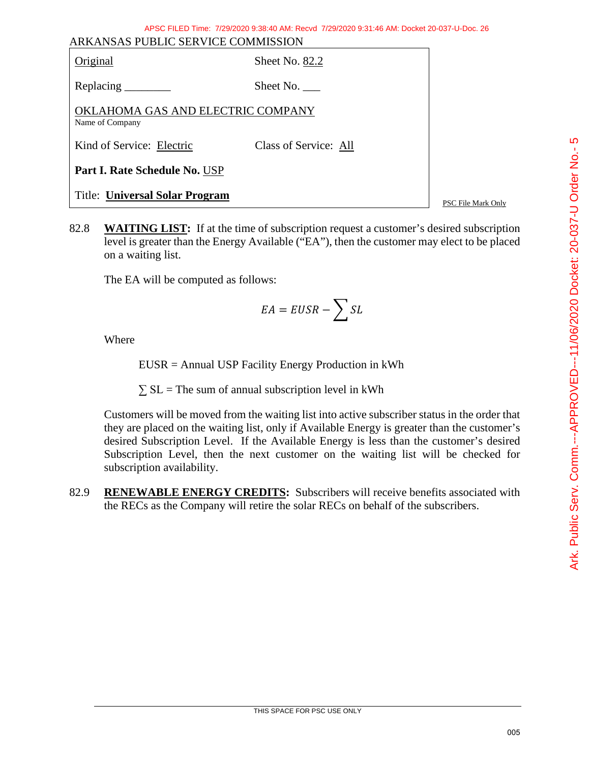ARKANSAS PUBLIC SERVICE COMMISSION

| | |
|---|---|
| Original | Sheet No. 82.2 |
| Replacing ________ | Sheet No. ___ |
| OKLAHOMA GAS AND ELECTRIC COMPANY<br>Name of Company | |
| Kind of Service: Electric | Class of Service: All |
| **Part I. Rate Schedule No.** USP | |
| Title: **Universal Solar Program** | |

PSC File Mark Only

82.8 **WAITING LIST:** If at the time of subscription request a customer's desired subscription level is greater than the Energy Available ("EA"), then the customer may elect to be placed on a waiting list.

The EA will be computed as follows:

$$EA = EUSR - \sum SL$$

Where

EUSR = Annual USP Facility Energy Production in kWh

$\sum$ SL = The sum of annual subscription level in kWh

Customers will be moved from the waiting list into active subscriber status in the order that they are placed on the waiting list, only if Available Energy is greater than the customer's desired Subscription Level. If the Available Energy is less than the customer's desired Subscription Level, then the next customer on the waiting list will be checked for subscription availability.

82.9 **RENEWABLE ENERGY CREDITS:** Subscribers will receive benefits associated with the RECs as the Company will retire the solar RECs on behalf of the subscribers.

THIS SPACE FOR PSC USE ONLY